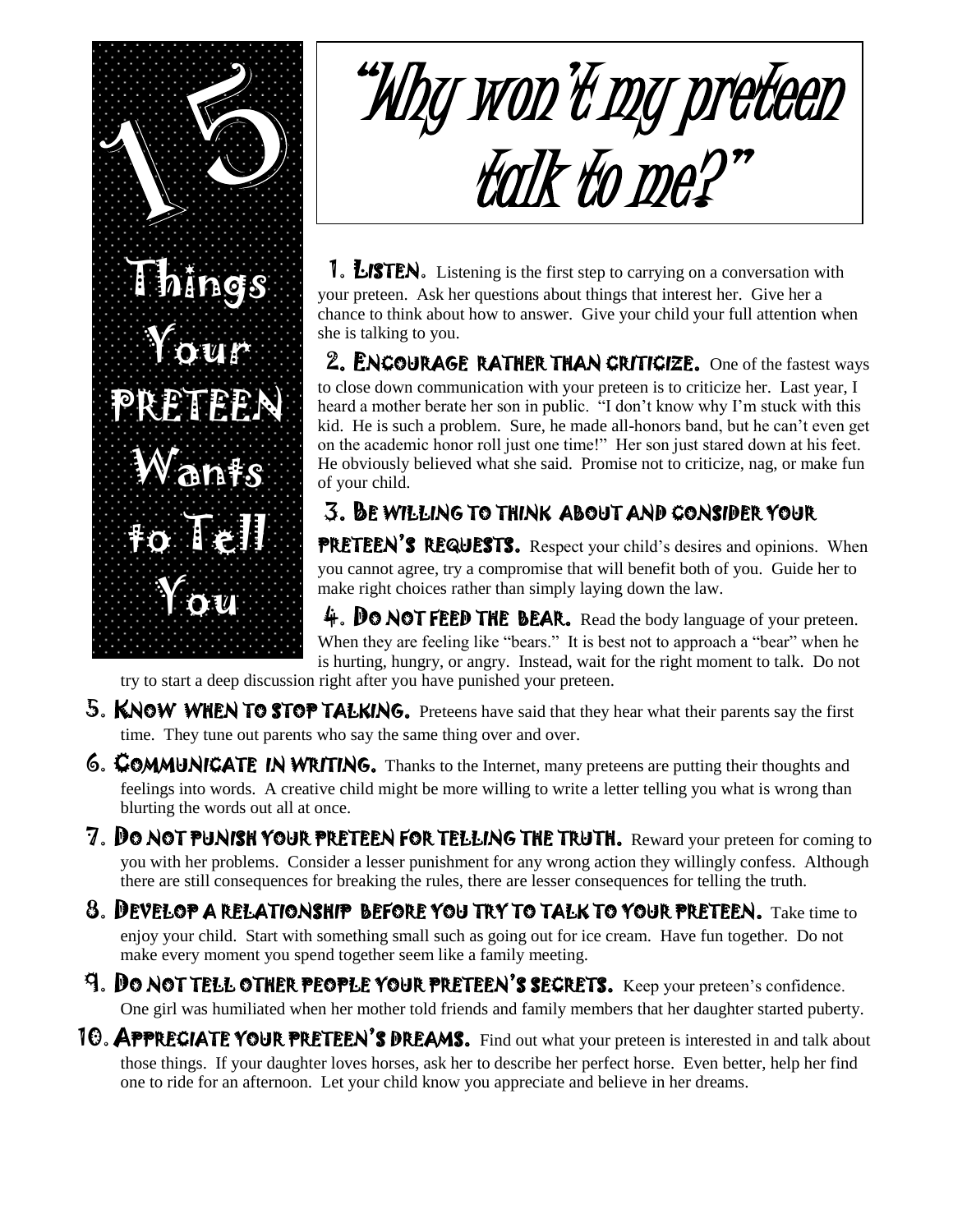# 15 Things Your PRETEEN Wants to Tell You

# "Why won't my preteen talk to me?"

**1. Listen.** Listening is the first step to carrying on a conversation with your preteen. Ask her questions about things that interest her. Give her a chance to think about how to answer. Give your child your full attention when she is talking to you.

**2. Encourage rather than criticize.** One of the fastest ways to close down communication with your preteen is to criticize her. Last year, I heard a mother berate her son in public. "I don't know why I'm stuck with this kid. He is such a problem. Sure, he made all-honors band, but he can't even get on the academic honor roll just one time!" Her son just stared down at his feet. He obviously believed what she said. Promise not to criticize, nag, or make fun of your child.

**3. Be willing to think about and consider your preteen's requests.** Respect your child's desires and opinions. When you cannot agree, try a compromise that will benefit both of you. Guide her to make right choices rather than simply laying down the law.

**4. Do not feed the bear.** Read the body language of your preteen. When they are feeling like "bears." It is best not to approach a "bear" when he is hurting, hungry, or angry. Instead, wait for the right moment to talk. Do not try to start a deep discussion right after you have punished your preteen.

**5. Know when to stop talking.** Preteens have said that they hear what their parents say the first time. They tune out parents who say the same thing over and over.

**6. Communicate in writing.** Thanks to the Internet, many preteens are putting their thoughts and feelings into words. A creative child might be more willing to write a letter telling you what is wrong than blurting the words out all at once.

**7. Do not punish your preteen for telling the truth.** Reward your preteen for coming to you with her problems. Consider a lesser punishment for any wrong action they willingly confess. Although there are still consequences for breaking the rules, there are lesser consequences for telling the truth.

**8. Develop a relationship before you try to talk to your preteen.** Take time to enjoy your child. Start with something small such as going out for ice cream. Have fun together. Do not make every moment you spend together seem like a family meeting.

**9. Do not tell other people your preteen's secrets.** Keep your preteen's confidence. One girl was humiliated when her mother told friends and family members that her daughter started puberty.

**10. Appreciate your preteen's dreams.** Find out what your preteen is interested in and talk about those things. If your daughter loves horses, ask her to describe her perfect horse. Even better, help her find one to ride for an afternoon. Let your child know you appreciate and believe in her dreams.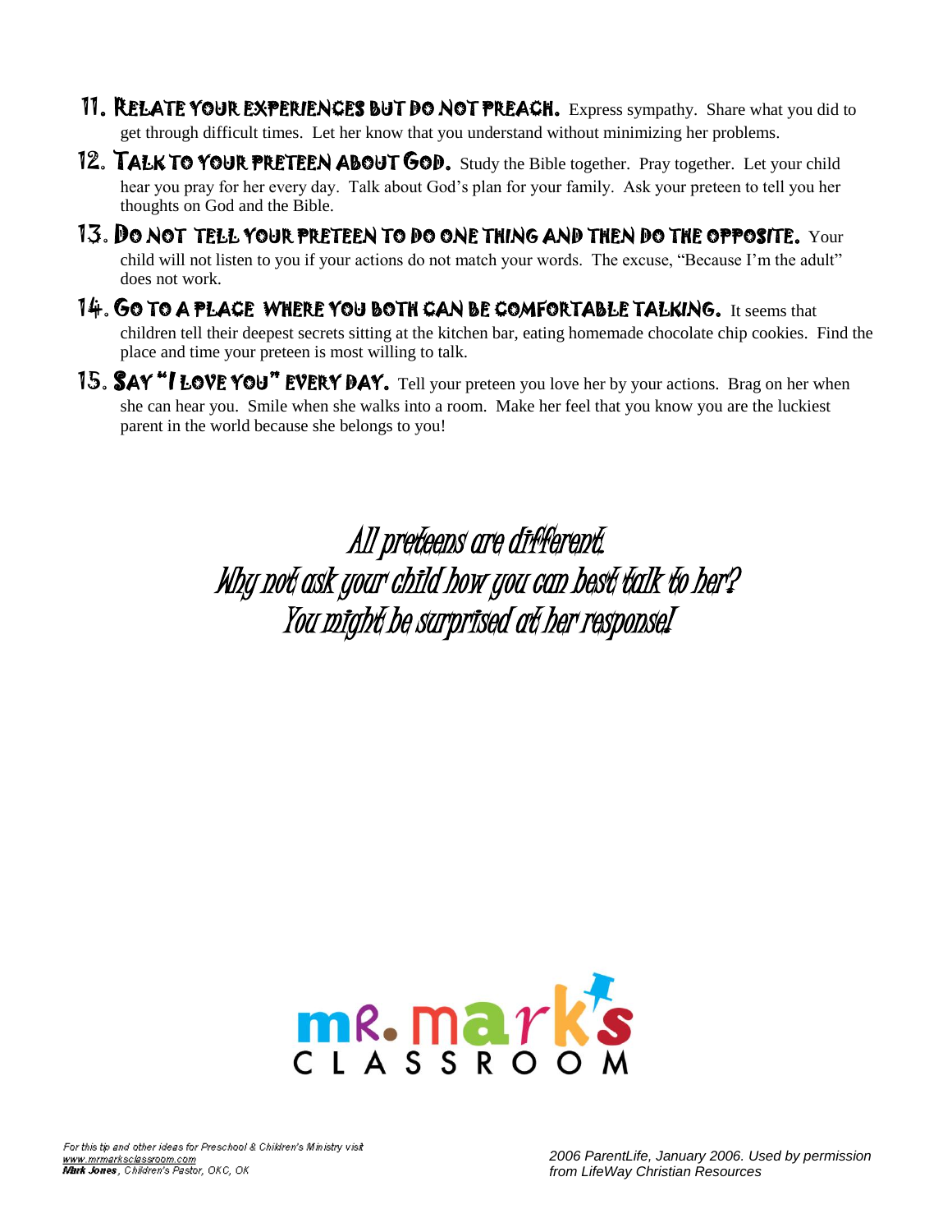11. **RELATE YOUR EXPERIENCES BUT DO NOT PREACH.** Express sympathy. Share what you did to get through difficult times. Let her know that you understand without minimizing her problems.

12. **TALK TO YOUR PRETEEN ABOUT GOD.** Study the Bible together. Pray together. Let your child hear you pray for her every day. Talk about God's plan for your family. Ask your preteen to tell you her thoughts on God and the Bible.

13. **DO NOT TELL YOUR PRETEEN TO DO ONE THING AND THEN DO THE OPPOSITE.** Your child will not listen to you if your actions do not match your words. The excuse, "Because I'm the adult" does not work.

14. **GO TO A PLACE WHERE YOU BOTH CAN BE COMFORTABLE TALKING.** It seems that children tell their deepest secrets sitting at the kitchen bar, eating homemade chocolate chip cookies. Find the place and time your preteen is most willing to talk.

15. **SAY "I LOVE YOU" EVERY DAY.** Tell your preteen you love her by your actions. Brag on her when she can hear you. Smile when she walks into a room. Make her feel that you know you are the luckiest parent in the world because she belongs to you!

*All preteens are different.*
*Why not ask your child how you can best talk to her?*
*You might be surprised at her response!*

mR. mark's CLASSROOM

*For this tip and other ideas for Preschool & Children's Ministry visit*
*www.mrmarksclassroom.com*
***Mark Jones**, Children's Pastor, OKC, OK*

*2006 ParentLife, January 2006. Used by permission from LifeWay Christian Resources*